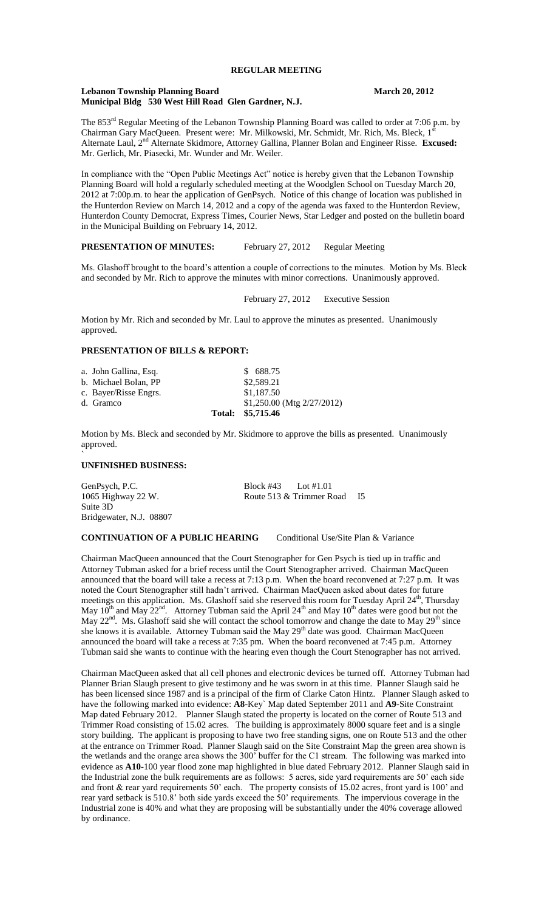## REGULAR MEETING

**Lebanon Township Planning Board** **March 20, 2012**
**Municipal Bldg 530 West Hill Road Glen Gardner, N.J.**

The 853rd Regular Meeting of the Lebanon Township Planning Board was called to order at 7:06 p.m. by Chairman Gary MacQueen. Present were: Mr. Milkowski, Mr. Schmidt, Mr. Rich, Ms. Bleck, 1st Alternate Laul, 2nd Alternate Skidmore, Attorney Gallina, Planner Bolan and Engineer Risse. **Excused:** Mr. Gerlich, Mr. Piasecki, Mr. Wunder and Mr. Weiler.

In compliance with the "Open Public Meetings Act" notice is hereby given that the Lebanon Township Planning Board will hold a regularly scheduled meeting at the Woodglen School on Tuesday March 20, 2012 at 7:00p.m. to hear the application of GenPsych. Notice of this change of location was published in the Hunterdon Review on March 14, 2012 and a copy of the agenda was faxed to the Hunterdon Review, Hunterdon County Democrat, Express Times, Courier News, Star Ledger and posted on the bulletin board in the Municipal Building on February 14, 2012.

**PRESENTATION OF MINUTES:** February 27, 2012 Regular Meeting

Ms. Glashoff brought to the board's attention a couple of corrections to the minutes. Motion by Ms. Bleck and seconded by Mr. Rich to approve the minutes with minor corrections. Unanimously approved.

February 27, 2012 Executive Session

Motion by Mr. Rich and seconded by Mr. Laul to approve the minutes as presented. Unanimously approved.

### PRESENTATION OF BILLS & REPORT:

| | |
|---|---|
| a. John Gallina, Esq. | $ 688.75 |
| b. Michael Bolan, PP | $2,589.21 |
| c. Bayer/Risse Engrs. | $1,187.50 |
| d. Gramco | $1,250.00 (Mtg 2/27/2012) |
| **Total:** | **$5,715.46** |

Motion by Ms. Bleck and seconded by Mr. Skidmore to approve the bills as presented. Unanimously approved.

### UNFINISHED BUSINESS:

GenPsych, P.C. Block #43 Lot #1.01
1065 Highway 22 W. Route 513 & Trimmer Road I5
Suite 3D
Bridgewater, N.J. 08807

**CONTINUATION OF A PUBLIC HEARING** Conditional Use/Site Plan & Variance

Chairman MacQueen announced that the Court Stenographer for Gen Psych is tied up in traffic and Attorney Tubman asked for a brief recess until the Court Stenographer arrived. Chairman MacQueen announced that the board will take a recess at 7:13 p.m. When the board reconvened at 7:27 p.m. It was noted the Court Stenographer still hadn't arrived. Chairman MacQueen asked about dates for future meetings on this application. Ms. Glashoff said she reserved this room for Tuesday April 24th, Thursday May 10th and May 22nd. Attorney Tubman said the April 24th and May 10th dates were good but not the May 22nd. Ms. Glashoff said she will contact the school tomorrow and change the date to May 29th since she knows it is available. Attorney Tubman said the May 29th date was good. Chairman MacQueen announced the board will take a recess at 7:35 pm. When the board reconvened at 7:45 p.m. Attorney Tubman said she wants to continue with the hearing even though the Court Stenographer has not arrived.

Chairman MacQueen asked that all cell phones and electronic devices be turned off. Attorney Tubman had Planner Brian Slaugh present to give testimony and he was sworn in at this time. Planner Slaugh said he has been licensed since 1987 and is a principal of the firm of Clarke Caton Hintz. Planner Slaugh asked to have the following marked into evidence: **A8**-Key` Map dated September 2011 and **A9**-Site Constraint Map dated February 2012. Planner Slaugh stated the property is located on the corner of Route 513 and Trimmer Road consisting of 15.02 acres. The building is approximately 8000 square feet and is a single story building. The applicant is proposing to have two free standing signs, one on Route 513 and the other at the entrance on Trimmer Road. Planner Slaugh said on the Site Constraint Map the green area shown is the wetlands and the orange area shows the 300' buffer for the C1 stream. The following was marked into evidence as **A10**-100 year flood zone map highlighted in blue dated February 2012. Planner Slaugh said in the Industrial zone the bulk requirements are as follows: 5 acres, side yard requirements are 50' each side and front & rear yard requirements 50' each. The property consists of 15.02 acres, front yard is 100' and rear yard setback is 510.8' both side yards exceed the 50' requirements. The impervious coverage in the Industrial zone is 40% and what they are proposing will be substantially under the 40% coverage allowed by ordinance.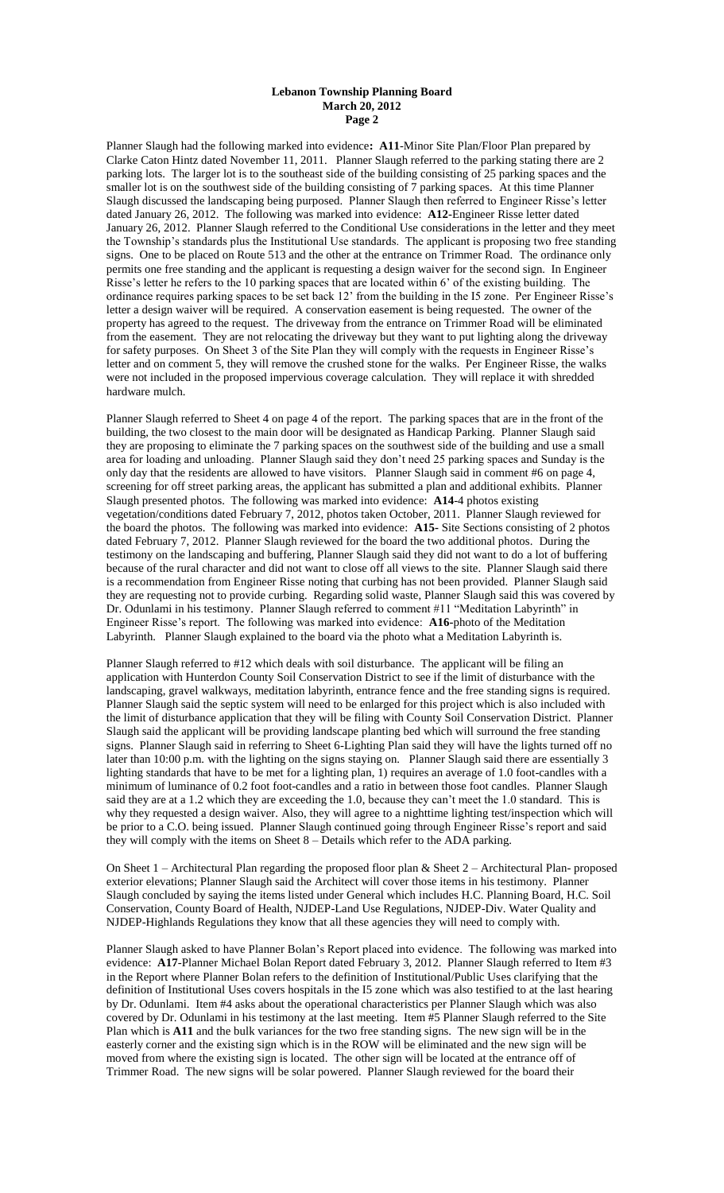Planner Slaugh had the following marked into evidence**: A11**-Minor Site Plan/Floor Plan prepared by Clarke Caton Hintz dated November 11, 2011. Planner Slaugh referred to the parking stating there are 2 parking lots. The larger lot is to the southeast side of the building consisting of 25 parking spaces and the smaller lot is on the southwest side of the building consisting of 7 parking spaces. At this time Planner Slaugh discussed the landscaping being purposed. Planner Slaugh then referred to Engineer Risse's letter dated January 26, 2012. The following was marked into evidence: **A12**-Engineer Risse letter dated January 26, 2012. Planner Slaugh referred to the Conditional Use considerations in the letter and they meet the Township's standards plus the Institutional Use standards. The applicant is proposing two free standing signs. One to be placed on Route 513 and the other at the entrance on Trimmer Road. The ordinance only permits one free standing and the applicant is requesting a design waiver for the second sign. In Engineer Risse's letter he refers to the 10 parking spaces that are located within 6' of the existing building. The ordinance requires parking spaces to be set back 12' from the building in the I5 zone. Per Engineer Risse's letter a design waiver will be required. A conservation easement is being requested. The owner of the property has agreed to the request. The driveway from the entrance on Trimmer Road will be eliminated from the easement. They are not relocating the driveway but they want to put lighting along the driveway for safety purposes. On Sheet 3 of the Site Plan they will comply with the requests in Engineer Risse's letter and on comment 5, they will remove the crushed stone for the walks. Per Engineer Risse, the walks were not included in the proposed impervious coverage calculation. They will replace it with shredded hardware mulch.

Planner Slaugh referred to Sheet 4 on page 4 of the report. The parking spaces that are in the front of the building, the two closest to the main door will be designated as Handicap Parking. Planner Slaugh said they are proposing to eliminate the 7 parking spaces on the southwest side of the building and use a small area for loading and unloading. Planner Slaugh said they don't need 25 parking spaces and Sunday is the only day that the residents are allowed to have visitors. Planner Slaugh said in comment #6 on page 4, screening for off street parking areas, the applicant has submitted a plan and additional exhibits. Planner Slaugh presented photos. The following was marked into evidence: **A14**-4 photos existing vegetation/conditions dated February 7, 2012, photos taken October, 2011. Planner Slaugh reviewed for the board the photos. The following was marked into evidence: **A15**- Site Sections consisting of 2 photos dated February 7, 2012. Planner Slaugh reviewed for the board the two additional photos. During the testimony on the landscaping and buffering, Planner Slaugh said they did not want to do a lot of buffering because of the rural character and did not want to close off all views to the site. Planner Slaugh said there is a recommendation from Engineer Risse noting that curbing has not been provided. Planner Slaugh said they are requesting not to provide curbing. Regarding solid waste, Planner Slaugh said this was covered by Dr. Odunlami in his testimony. Planner Slaugh referred to comment #11 "Meditation Labyrinth" in Engineer Risse's report. The following was marked into evidence: **A16**-photo of the Meditation Labyrinth. Planner Slaugh explained to the board via the photo what a Meditation Labyrinth is.

Planner Slaugh referred to #12 which deals with soil disturbance. The applicant will be filing an application with Hunterdon County Soil Conservation District to see if the limit of disturbance with the landscaping, gravel walkways, meditation labyrinth, entrance fence and the free standing signs is required. Planner Slaugh said the septic system will need to be enlarged for this project which is also included with the limit of disturbance application that they will be filing with County Soil Conservation District. Planner Slaugh said the applicant will be providing landscape planting bed which will surround the free standing signs. Planner Slaugh said in referring to Sheet 6-Lighting Plan said they will have the lights turned off no later than 10:00 p.m. with the lighting on the signs staying on. Planner Slaugh said there are essentially 3 lighting standards that have to be met for a lighting plan, 1) requires an average of 1.0 foot-candles with a minimum of luminance of 0.2 foot foot-candles and a ratio in between those foot candles. Planner Slaugh said they are at a 1.2 which they are exceeding the 1.0, because they can't meet the 1.0 standard. This is why they requested a design waiver. Also, they will agree to a nighttime lighting test/inspection which will be prior to a C.O. being issued. Planner Slaugh continued going through Engineer Risse's report and said they will comply with the items on Sheet 8 – Details which refer to the ADA parking.

On Sheet 1 – Architectural Plan regarding the proposed floor plan & Sheet 2 – Architectural Plan- proposed exterior elevations; Planner Slaugh said the Architect will cover those items in his testimony. Planner Slaugh concluded by saying the items listed under General which includes H.C. Planning Board, H.C. Soil Conservation, County Board of Health, NJDEP-Land Use Regulations, NJDEP-Div. Water Quality and NJDEP-Highlands Regulations they know that all these agencies they will need to comply with.

Planner Slaugh asked to have Planner Bolan's Report placed into evidence. The following was marked into evidence: **A17**-Planner Michael Bolan Report dated February 3, 2012. Planner Slaugh referred to Item #3 in the Report where Planner Bolan refers to the definition of Institutional/Public Uses clarifying that the definition of Institutional Uses covers hospitals in the I5 zone which was also testified to at the last hearing by Dr. Odunlami. Item #4 asks about the operational characteristics per Planner Slaugh which was also covered by Dr. Odunlami in his testimony at the last meeting. Item #5 Planner Slaugh referred to the Site Plan which is **A11** and the bulk variances for the two free standing signs. The new sign will be in the easterly corner and the existing sign which is in the ROW will be eliminated and the new sign will be moved from where the existing sign is located. The other sign will be located at the entrance off of Trimmer Road. The new signs will be solar powered. Planner Slaugh reviewed for the board their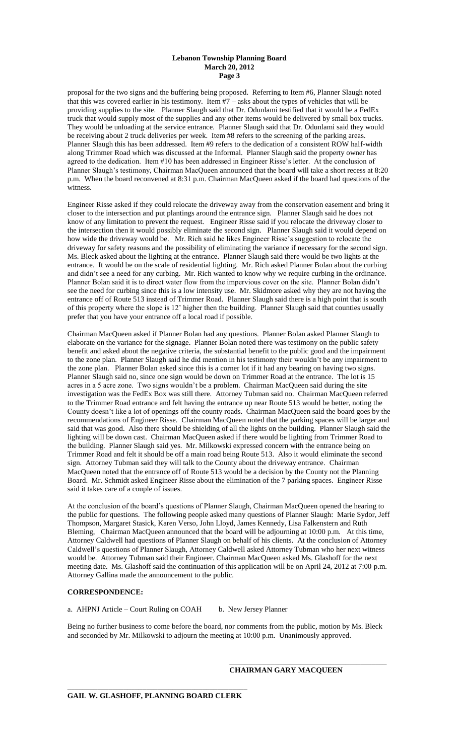proposal for the two signs and the buffering being proposed. Referring to Item #6, Planner Slaugh noted that this was covered earlier in his testimony. Item #7 – asks about the types of vehicles that will be providing supplies to the site. Planner Slaugh said that Dr. Odunlami testified that it would be a FedEx truck that would supply most of the supplies and any other items would be delivered by small box trucks. They would be unloading at the service entrance. Planner Slaugh said that Dr. Odunlami said they would be receiving about 2 truck deliveries per week. Item #8 refers to the screening of the parking areas. Planner Slaugh this has been addressed. Item #9 refers to the dedication of a consistent ROW half-width along Trimmer Road which was discussed at the Informal. Planner Slaugh said the property owner has agreed to the dedication. Item #10 has been addressed in Engineer Risse's letter. At the conclusion of Planner Slaugh's testimony, Chairman MacQueen announced that the board will take a short recess at 8:20 p.m. When the board reconvened at 8:31 p.m. Chairman MacQueen asked if the board had questions of the witness.

Engineer Risse asked if they could relocate the driveway away from the conservation easement and bring it closer to the intersection and put plantings around the entrance sign. Planner Slaugh said he does not know of any limitation to prevent the request. Engineer Risse said if you relocate the driveway closer to the intersection then it would possibly eliminate the second sign. Planner Slaugh said it would depend on how wide the driveway would be. Mr. Rich said he likes Engineer Risse's suggestion to relocate the driveway for safety reasons and the possibility of eliminating the variance if necessary for the second sign. Ms. Bleck asked about the lighting at the entrance. Planner Slaugh said there would be two lights at the entrance. It would be on the scale of residential lighting. Mr. Rich asked Planner Bolan about the curbing and didn't see a need for any curbing. Mr. Rich wanted to know why we require curbing in the ordinance. Planner Bolan said it is to direct water flow from the impervious cover on the site. Planner Bolan didn't see the need for curbing since this is a low intensity use. Mr. Skidmore asked why they are not having the entrance off of Route 513 instead of Trimmer Road. Planner Slaugh said there is a high point that is south of this property where the slope is 12' higher then the building. Planner Slaugh said that counties usually prefer that you have your entrance off a local road if possible.

Chairman MacQueen asked if Planner Bolan had any questions. Planner Bolan asked Planner Slaugh to elaborate on the variance for the signage. Planner Bolan noted there was testimony on the public safety benefit and asked about the negative criteria, the substantial benefit to the public good and the impairment to the zone plan. Planner Slaugh said he did mention in his testimony their wouldn't be any impairment to the zone plan. Planner Bolan asked since this is a corner lot if it had any bearing on having two signs. Planner Slaugh said no, since one sign would be down on Trimmer Road at the entrance. The lot is 15 acres in a 5 acre zone. Two signs wouldn't be a problem. Chairman MacQueen said during the site investigation was the FedEx Box was still there. Attorney Tubman said no. Chairman MacQueen referred to the Trimmer Road entrance and felt having the entrance up near Route 513 would be better, noting the County doesn't like a lot of openings off the county roads. Chairman MacQueen said the board goes by the recommendations of Engineer Risse. Chairman MacQueen noted that the parking spaces will be larger and said that was good. Also there should be shielding of all the lights on the building. Planner Slaugh said the lighting will be down cast. Chairman MacQueen asked if there would be lighting from Trimmer Road to the building. Planner Slaugh said yes. Mr. Milkowski expressed concern with the entrance being on Trimmer Road and felt it should be off a main road being Route 513. Also it would eliminate the second sign. Attorney Tubman said they will talk to the County about the driveway entrance. Chairman MacQueen noted that the entrance off of Route 513 would be a decision by the County not the Planning Board. Mr. Schmidt asked Engineer Risse about the elimination of the 7 parking spaces. Engineer Risse said it takes care of a couple of issues.

At the conclusion of the board's questions of Planner Slaugh, Chairman MacQueen opened the hearing to the public for questions. The following people asked many questions of Planner Slaugh: Marie Sydor, Jeff Thompson, Margaret Stasick, Karen Verso, John Lloyd, James Kennedy, Lisa Falkenstern and Ruth Bleming, Chairman MacQueen announced that the board will be adjourning at 10:00 p.m. At this time, Attorney Caldwell had questions of Planner Slaugh on behalf of his clients. At the conclusion of Attorney Caldwell's questions of Planner Slaugh, Attorney Caldwell asked Attorney Tubman who her next witness would be. Attorney Tubman said their Engineer. Chairman MacQueen asked Ms. Glashoff for the next meeting date. Ms. Glashoff said the continuation of this application will be on April 24, 2012 at 7:00 p.m. Attorney Gallina made the announcement to the public.

**CORRESPONDENCE:**

a. AHPNJ Article – Court Ruling on COAH    b. New Jersey Planner

Being no further business to come before the board, nor comments from the public, motion by Ms. Bleck and seconded by Mr. Milkowski to adjourn the meeting at 10:00 p.m. Unanimously approved.

\_\_\_\_\_\_\_\_\_\_\_\_\_\_\_\_\_\_\_\_\_\_\_\_\_\_\_\_\_\_\_\_\_\_\_\_\_\_\_\_\_\_

**CHAIRMAN GARY MACQUEEN**

\_\_\_\_\_\_\_\_\_\_\_\_\_\_\_\_\_\_\_\_\_\_\_\_\_\_\_\_\_\_\_\_\_\_\_\_\_\_\_\_\_\_

**GAIL W. GLASHOFF, PLANNING BOARD CLERK**